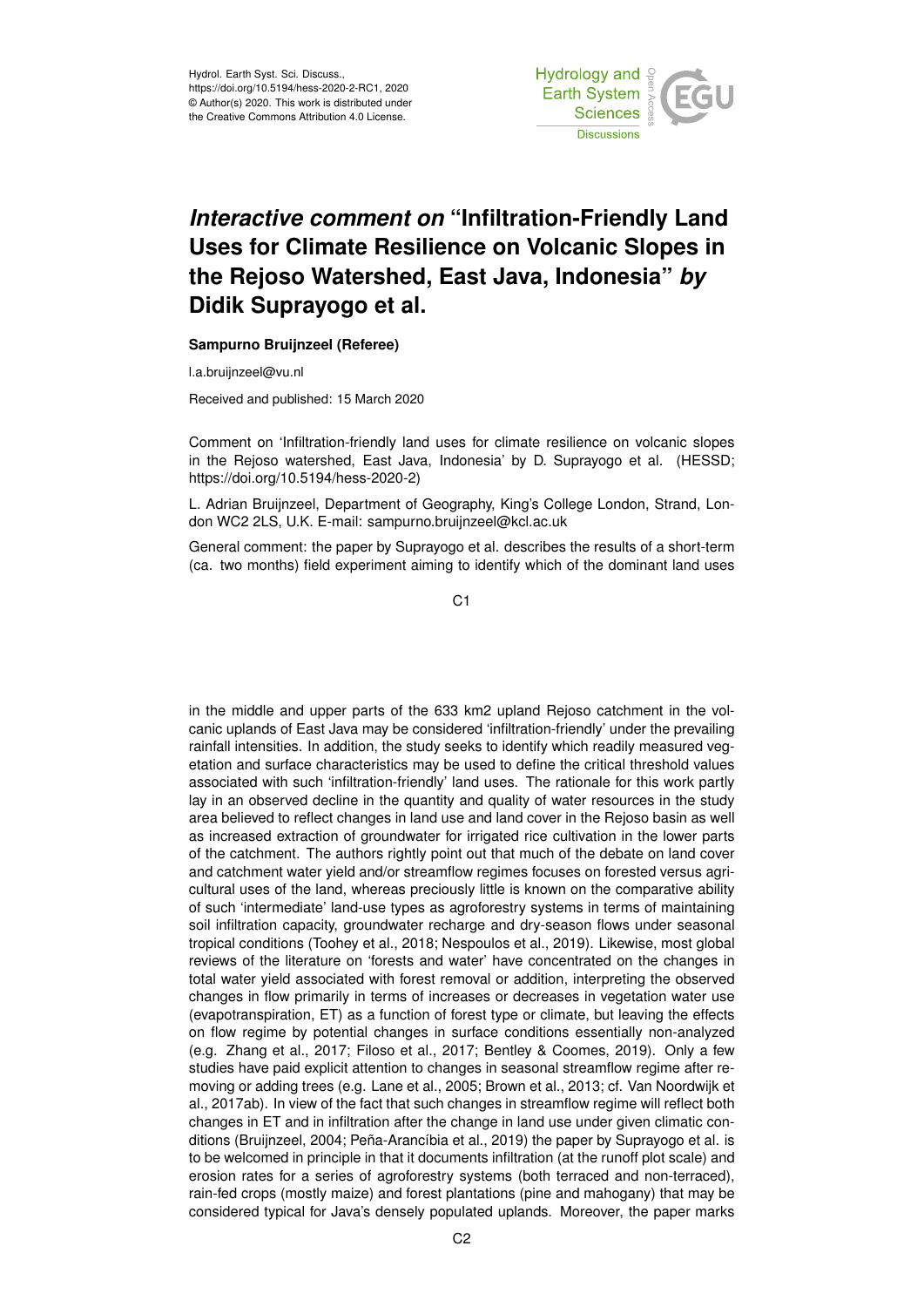Hydrol. Earth Syst. Sci. Discuss.,
https://doi.org/10.5194/hess-2020-2-RC1, 2020
© Author(s) 2020. This work is distributed under
the Creative Commons Attribution 4.0 License.

# *Interactive comment on* "Infiltration-Friendly Land Uses for Climate Resilience on Volcanic Slopes in the Rejoso Watershed, East Java, Indonesia" *by* Didik Suprayogo et al.

**Sampurno Bruijnzeel (Referee)**

l.a.bruijnzeel@vu.nl

Received and published: 15 March 2020

Comment on 'Infiltration-friendly land uses for climate resilience on volcanic slopes in the Rejoso watershed, East Java, Indonesia' by D. Suprayogo et al. (HESSD; https://doi.org/10.5194/hess-2020-2)

L. Adrian Bruijnzeel, Department of Geography, King's College London, Strand, London WC2 2LS, U.K. E-mail: sampurno.bruijnzeel@kcl.ac.uk

General comment: the paper by Suprayogo et al. describes the results of a short-term (ca. two months) field experiment aiming to identify which of the dominant land uses in the middle and upper parts of the 633 km2 upland Rejoso catchment in the volcanic uplands of East Java may be considered 'infiltration-friendly' under the prevailing rainfall intensities. In addition, the study seeks to identify which readily measured vegetation and surface characteristics may be used to define the critical threshold values associated with such 'infiltration-friendly' land uses. The rationale for this work partly lay in an observed decline in the quantity and quality of water resources in the study area believed to reflect changes in land use and land cover in the Rejoso basin as well as increased extraction of groundwater for irrigated rice cultivation in the lower parts of the catchment. The authors rightly point out that much of the debate on land cover and catchment water yield and/or streamflow regimes focuses on forested versus agricultural uses of the land, whereas preciously little is known on the comparative ability of such 'intermediate' land-use types as agroforestry systems in terms of maintaining soil infiltration capacity, groundwater recharge and dry-season flows under seasonal tropical conditions (Toohey et al., 2018; Nespoulos et al., 2019). Likewise, most global reviews of the literature on 'forests and water' have concentrated on the changes in total water yield associated with forest removal or addition, interpreting the observed changes in flow primarily in terms of increases or decreases in vegetation water use (evapotranspiration, ET) as a function of forest type or climate, but leaving the effects on flow regime by potential changes in surface conditions essentially non-analyzed (e.g. Zhang et al., 2017; Filoso et al., 2017; Bentley & Coomes, 2019). Only a few studies have paid explicit attention to changes in seasonal streamflow regime after removing or adding trees (e.g. Lane et al., 2005; Brown et al., 2013; cf. Van Noordwijk et al., 2017ab). In view of the fact that such changes in streamflow regime will reflect both changes in ET and in infiltration after the change in land use under given climatic conditions (Bruijnzeel, 2004; Peña-Arancíbia et al., 2019) the paper by Suprayogo et al. is to be welcomed in principle in that it documents infiltration (at the runoff plot scale) and erosion rates for a series of agroforestry systems (both terraced and non-terraced), rain-fed crops (mostly maize) and forest plantations (pine and mahogany) that may be considered typical for Java's densely populated uplands. Moreover, the paper marks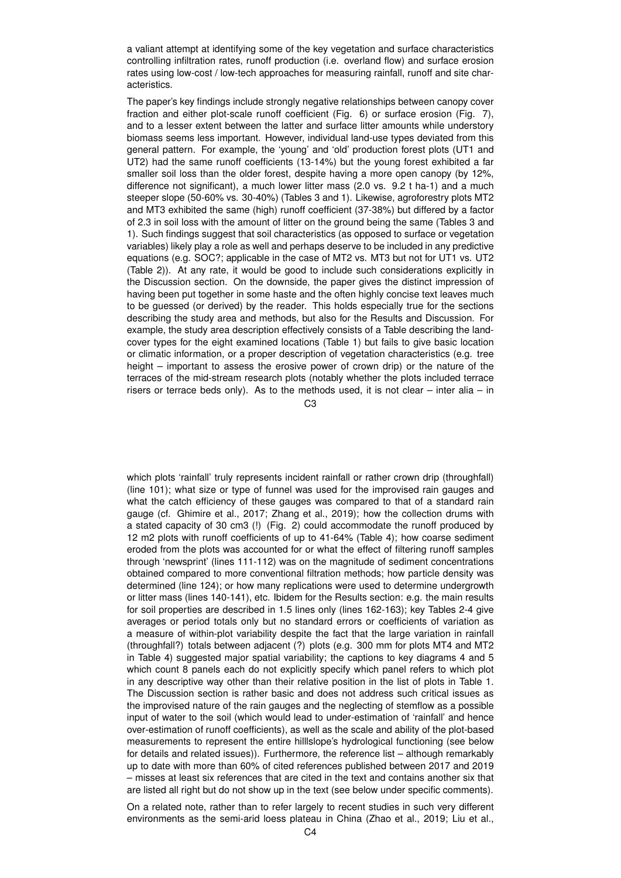a valiant attempt at identifying some of the key vegetation and surface characteristics controlling infiltration rates, runoff production (i.e. overland flow) and surface erosion rates using low-cost / low-tech approaches for measuring rainfall, runoff and site characteristics.

The paper's key findings include strongly negative relationships between canopy cover fraction and either plot-scale runoff coefficient (Fig. 6) or surface erosion (Fig. 7), and to a lesser extent between the latter and surface litter amounts while understory biomass seems less important. However, individual land-use types deviated from this general pattern. For example, the 'young' and 'old' production forest plots (UT1 and UT2) had the same runoff coefficients (13-14%) but the young forest exhibited a far smaller soil loss than the older forest, despite having a more open canopy (by 12%, difference not significant), a much lower litter mass (2.0 vs. 9.2 t ha-1) and a much steeper slope (50-60% vs. 30-40%) (Tables 3 and 1). Likewise, agroforestry plots MT2 and MT3 exhibited the same (high) runoff coefficient (37-38%) but differed by a factor of 2.3 in soil loss with the amount of litter on the ground being the same (Tables 3 and 1). Such findings suggest that soil characteristics (as opposed to surface or vegetation variables) likely play a role as well and perhaps deserve to be included in any predictive equations (e.g. SOC?; applicable in the case of MT2 vs. MT3 but not for UT1 vs. UT2 (Table 2)). At any rate, it would be good to include such considerations explicitly in the Discussion section. On the downside, the paper gives the distinct impression of having been put together in some haste and the often highly concise text leaves much to be guessed (or derived) by the reader. This holds especially true for the sections describing the study area and methods, but also for the Results and Discussion. For example, the study area description effectively consists of a Table describing the land-cover types for the eight examined locations (Table 1) but fails to give basic location or climatic information, or a proper description of vegetation characteristics (e.g. tree height – important to assess the erosive power of crown drip) or the nature of the terraces of the mid-stream research plots (notably whether the plots included terrace risers or terrace beds only). As to the methods used, it is not clear – inter alia – in which plots 'rainfall' truly represents incident rainfall or rather crown drip (throughfall) (line 101); what size or type of funnel was used for the improvised rain gauges and what the catch efficiency of these gauges was compared to that of a standard rain gauge (cf. Ghimire et al., 2017; Zhang et al., 2019); how the collection drums with a stated capacity of 30 cm3 (!) (Fig. 2) could accommodate the runoff produced by 12 m2 plots with runoff coefficients of up to 41-64% (Table 4); how coarse sediment eroded from the plots was accounted for or what the effect of filtering runoff samples through 'newsprint' (lines 111-112) was on the magnitude of sediment concentrations obtained compared to more conventional filtration methods; how particle density was determined (line 124); or how many replications were used to determine undergrowth or litter mass (lines 140-141), etc. Ibidem for the Results section: e.g. the main results for soil properties are described in 1.5 lines only (lines 162-163); key Tables 2-4 give averages or period totals only but no standard errors or coefficients of variation as a measure of within-plot variability despite the fact that the large variation in rainfall (throughfall?) totals between adjacent (?) plots (e.g. 300 mm for plots MT4 and MT2 in Table 4) suggested major spatial variability; the captions to key diagrams 4 and 5 which count 8 panels each do not explicitly specify which panel refers to which plot in any descriptive way other than their relative position in the list of plots in Table 1. The Discussion section is rather basic and does not address such critical issues as the improvised nature of the rain gauges and the neglecting of stemflow as a possible input of water to the soil (which would lead to under-estimation of 'rainfall' and hence over-estimation of runoff coefficients), as well as the scale and ability of the plot-based measurements to represent the entire hilllslope's hydrological functioning (see below for details and related issues)). Furthermore, the reference list – although remarkably up to date with more than 60% of cited references published between 2017 and 2019 – misses at least six references that are cited in the text and contains another six that are listed all right but do not show up in the text (see below under specific comments).

On a related note, rather than to refer largely to recent studies in such very different environments as the semi-arid loess plateau in China (Zhao et al., 2019; Liu et al.,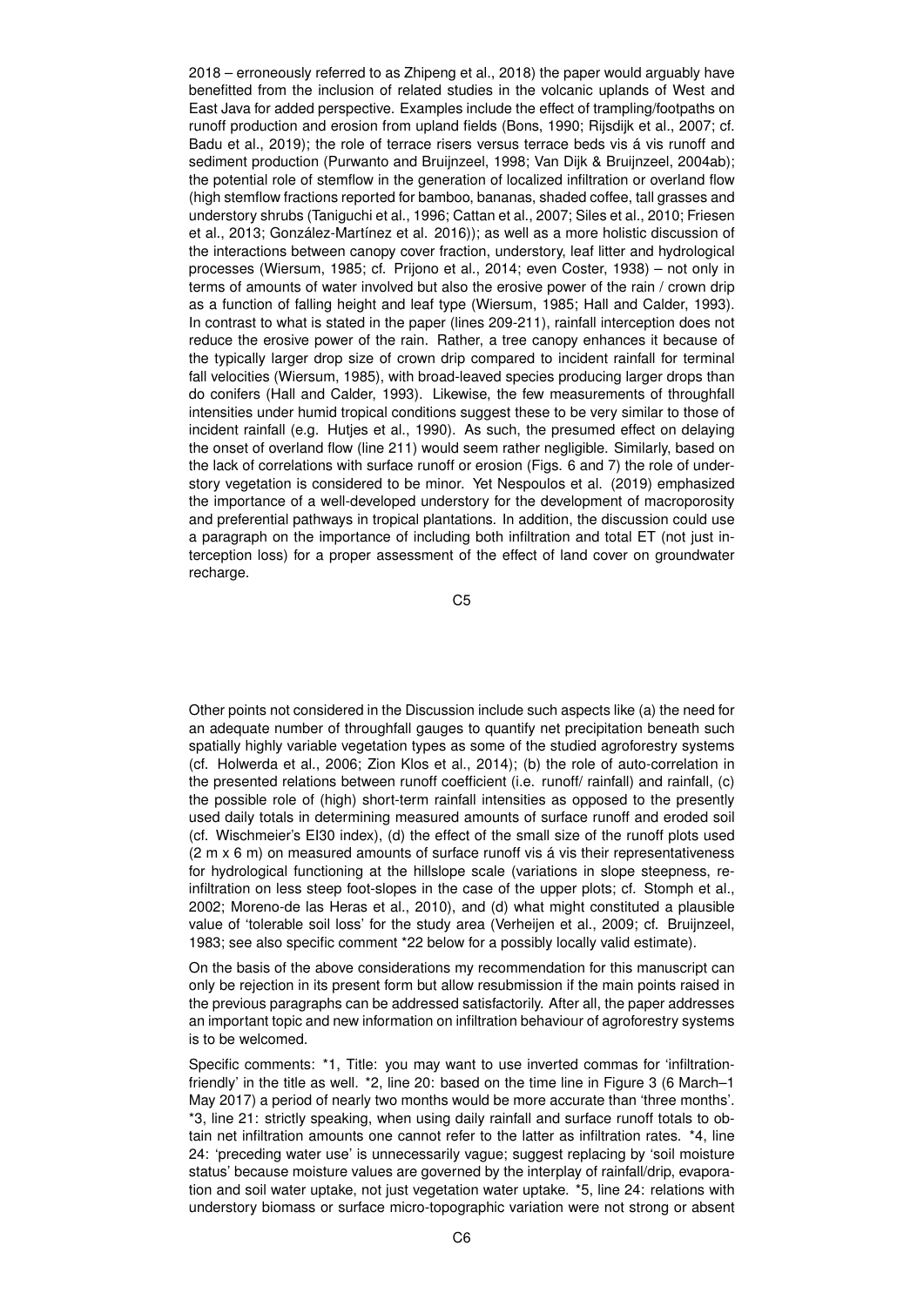2018 – erroneously referred to as Zhipeng et al., 2018) the paper would arguably have benefitted from the inclusion of related studies in the volcanic uplands of West and East Java for added perspective. Examples include the effect of trampling/footpaths on runoff production and erosion from upland fields (Bons, 1990; Rijsdijk et al., 2007; cf. Badu et al., 2019); the role of terrace risers versus terrace beds vis á vis runoff and sediment production (Purwanto and Bruijnzeel, 1998; Van Dijk & Bruijnzeel, 2004ab); the potential role of stemflow in the generation of localized infiltration or overland flow (high stemflow fractions reported for bamboo, bananas, shaded coffee, tall grasses and understory shrubs (Taniguchi et al., 1996; Cattan et al., 2007; Siles et al., 2010; Friesen et al., 2013; González-Martínez et al. 2016)); as well as a more holistic discussion of the interactions between canopy cover fraction, understory, leaf litter and hydrological processes (Wiersum, 1985; cf. Prijono et al., 2014; even Coster, 1938) – not only in terms of amounts of water involved but also the erosive power of the rain / crown drip as a function of falling height and leaf type (Wiersum, 1985; Hall and Calder, 1993). In contrast to what is stated in the paper (lines 209-211), rainfall interception does not reduce the erosive power of the rain. Rather, a tree canopy enhances it because of the typically larger drop size of crown drip compared to incident rainfall for terminal fall velocities (Wiersum, 1985), with broad-leaved species producing larger drops than do conifers (Hall and Calder, 1993). Likewise, the few measurements of throughfall intensities under humid tropical conditions suggest these to be very similar to those of incident rainfall (e.g. Hutjes et al., 1990). As such, the presumed effect on delaying the onset of overland flow (line 211) would seem rather negligible. Similarly, based on the lack of correlations with surface runoff or erosion (Figs. 6 and 7) the role of understory vegetation is considered to be minor. Yet Nespoulos et al. (2019) emphasized the importance of a well-developed understory for the development of macroporosity and preferential pathways in tropical plantations. In addition, the discussion could use a paragraph on the importance of including both infiltration and total ET (not just interception loss) for a proper assessment of the effect of land cover on groundwater recharge.

Other points not considered in the Discussion include such aspects like (a) the need for an adequate number of throughfall gauges to quantify net precipitation beneath such spatially highly variable vegetation types as some of the studied agroforestry systems (cf. Holwerda et al., 2006; Zion Klos et al., 2014); (b) the role of auto-correlation in the presented relations between runoff coefficient (i.e. runoff/ rainfall) and rainfall, (c) the possible role of (high) short-term rainfall intensities as opposed to the presently used daily totals in determining measured amounts of surface runoff and eroded soil (cf. Wischmeier's EI30 index), (d) the effect of the small size of the runoff plots used (2 m x 6 m) on measured amounts of surface runoff vis á vis their representativeness for hydrological functioning at the hillslope scale (variations in slope steepness, re-infiltration on less steep foot-slopes in the case of the upper plots; cf. Stomph et al., 2002; Moreno-de las Heras et al., 2010), and (d) what might constituted a plausible value of 'tolerable soil loss' for the study area (Verheijen et al., 2009; cf. Bruijnzeel, 1983; see also specific comment *22 below for a possibly locally valid estimate).

On the basis of the above considerations my recommendation for this manuscript can only be rejection in its present form but allow resubmission if the main points raised in the previous paragraphs can be addressed satisfactorily. After all, the paper addresses an important topic and new information on infiltration behaviour of agroforestry systems is to be welcomed.

Specific comments: *1, Title: you may want to use inverted commas for 'infiltration-friendly' in the title as well. *2, line 20: based on the time line in Figure 3 (6 March–1 May 2017) a period of nearly two months would be more accurate than 'three months'. *3, line 21: strictly speaking, when using daily rainfall and surface runoff totals to obtain net infiltration amounts one cannot refer to the latter as infiltration rates. *4, line 24: 'preceding water use' is unnecessarily vague; suggest replacing by 'soil moisture status' because moisture values are governed by the interplay of rainfall/drip, evaporation and soil water uptake, not just vegetation water uptake. *5, line 24: relations with understory biomass or surface micro-topographic variation were not strong or absent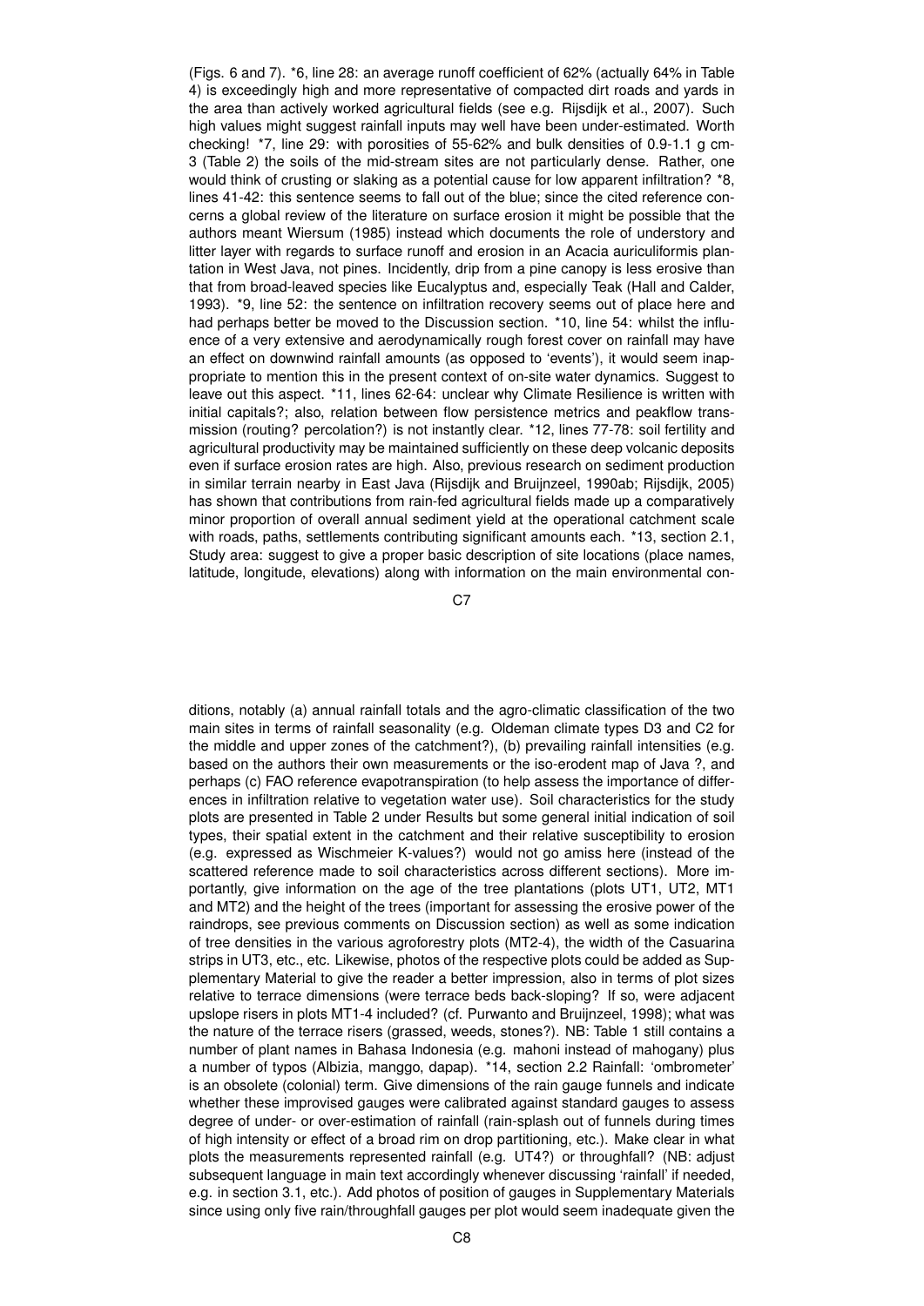(Figs. 6 and 7). *6, line 28: an average runoff coefficient of 62% (actually 64% in Table 4) is exceedingly high and more representative of compacted dirt roads and yards in the area than actively worked agricultural fields (see e.g. Rijsdijk et al., 2007). Such high values might suggest rainfall inputs may well have been under-estimated. Worth checking! *7, line 29: with porosities of 55-62% and bulk densities of 0.9-1.1 g cm-3 (Table 2) the soils of the mid-stream sites are not particularly dense. Rather, one would think of crusting or slaking as a potential cause for low apparent infiltration? *8, lines 41-42: this sentence seems to fall out of the blue; since the cited reference concerns a global review of the literature on surface erosion it might be possible that the authors meant Wiersum (1985) instead which documents the role of understory and litter layer with regards to surface runoff and erosion in an Acacia auriculiformis plantation in West Java, not pines. Incidently, drip from a pine canopy is less erosive than that from broad-leaved species like Eucalyptus and, especially Teak (Hall and Calder, 1993). *9, line 52: the sentence on infiltration recovery seems out of place here and had perhaps better be moved to the Discussion section. *10, line 54: whilst the influence of a very extensive and aerodynamically rough forest cover on rainfall may have an effect on downwind rainfall amounts (as opposed to 'events'), it would seem inappropriate to mention this in the present context of on-site water dynamics. Suggest to leave out this aspect. *11, lines 62-64: unclear why Climate Resilience is written with initial capitals?; also, relation between flow persistence metrics and peakflow transmission (routing? percolation?) is not instantly clear. *12, lines 77-78: soil fertility and agricultural productivity may be maintained sufficiently on these deep volcanic deposits even if surface erosion rates are high. Also, previous research on sediment production in similar terrain nearby in East Java (Rijsdijk and Bruijnzeel, 1990ab; Rijsdijk, 2005) has shown that contributions from rain-fed agricultural fields made up a comparatively minor proportion of overall annual sediment yield at the operational catchment scale with roads, paths, settlements contributing significant amounts each. *13, section 2.1, Study area: suggest to give a proper basic description of site locations (place names, latitude, longitude, elevations) along with information on the main environmental conditions, notably (a) annual rainfall totals and the agro-climatic classification of the two main sites in terms of rainfall seasonality (e.g. Oldeman climate types D3 and C2 for the middle and upper zones of the catchment?), (b) prevailing rainfall intensities (e.g. based on the authors their own measurements or the iso-erodent map of Java ?, and perhaps (c) FAO reference evapotranspiration (to help assess the importance of differences in infiltration relative to vegetation water use). Soil characteristics for the study plots are presented in Table 2 under Results but some general initial indication of soil types, their spatial extent in the catchment and their relative susceptibility to erosion (e.g. expressed as Wischmeier K-values?) would not go amiss here (instead of the scattered reference made to soil characteristics across different sections). More importantly, give information on the age of the tree plantations (plots UT1, UT2, MT1 and MT2) and the height of the trees (important for assessing the erosive power of the raindrops, see previous comments on Discussion section) as well as some indication of tree densities in the various agroforestry plots (MT2-4), the width of the Casuarina strips in UT3, etc., etc. Likewise, photos of the respective plots could be added as Supplementary Material to give the reader a better impression, also in terms of plot sizes relative to terrace dimensions (were terrace beds back-sloping? If so, were adjacent upslope risers in plots MT1-4 included? (cf. Purwanto and Bruijnzeel, 1998); what was the nature of the terrace risers (grassed, weeds, stones?). NB: Table 1 still contains a number of plant names in Bahasa Indonesia (e.g. mahoni instead of mahogany) plus a number of typos (Albizia, manggo, dapap). *14, section 2.2 Rainfall: 'ombrometer' is an obsolete (colonial) term. Give dimensions of the rain gauge funnels and indicate whether these improvised gauges were calibrated against standard gauges to assess degree of under- or over-estimation of rainfall (rain-splash out of funnels during times of high intensity or effect of a broad rim on drop partitioning, etc.). Make clear in what plots the measurements represented rainfall (e.g. UT4?) or throughfall? (NB: adjust subsequent language in main text accordingly whenever discussing 'rainfall' if needed, e.g. in section 3.1, etc.). Add photos of position of gauges in Supplementary Materials since using only five rain/throughfall gauges per plot would seem inadequate given the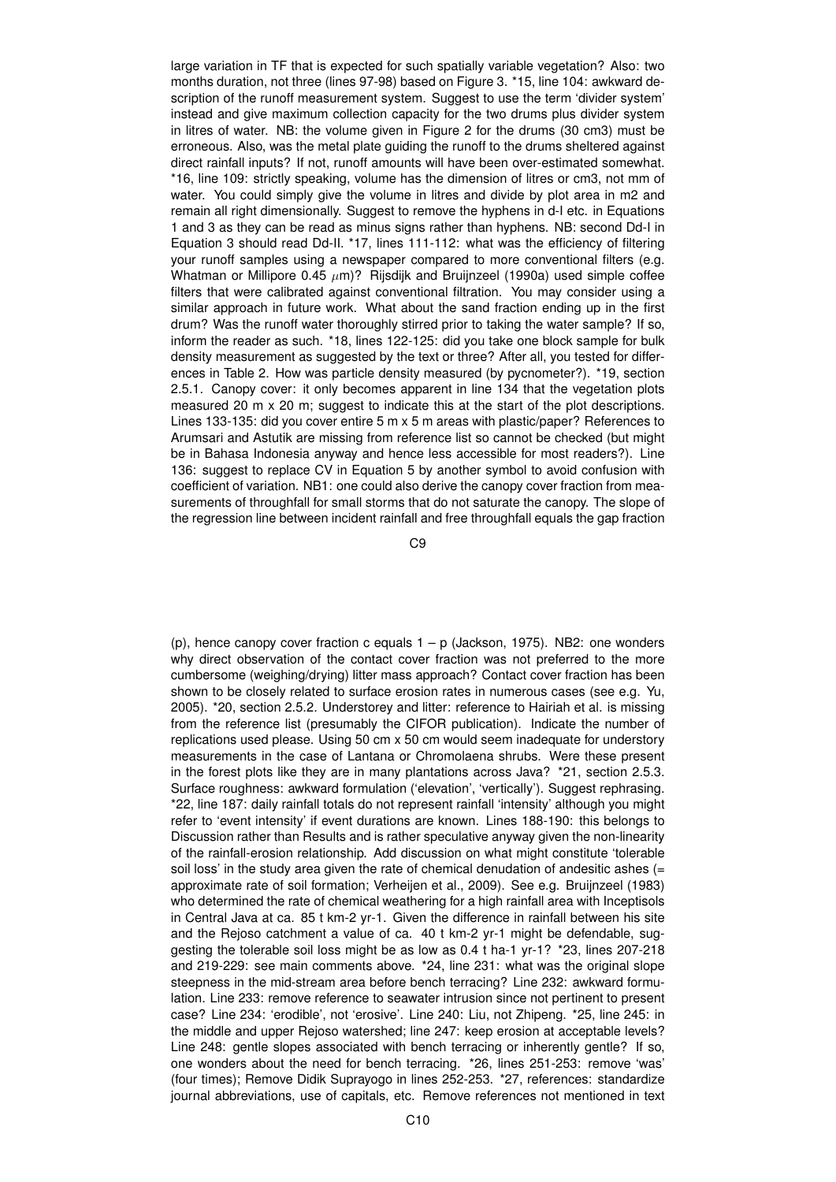large variation in TF that is expected for such spatially variable vegetation? Also: two months duration, not three (lines 97-98) based on Figure 3. *15, line 104: awkward description of the runoff measurement system. Suggest to use the term 'divider system' instead and give maximum collection capacity for the two drums plus divider system in litres of water. NB: the volume given in Figure 2 for the drums (30 cm3) must be erroneous. Also, was the metal plate guiding the runoff to the drums sheltered against direct rainfall inputs? If not, runoff amounts will have been over-estimated somewhat. *16, line 109: strictly speaking, volume has the dimension of litres or cm3, not mm of water. You could simply give the volume in litres and divide by plot area in m2 and remain all right dimensionally. Suggest to remove the hyphens in d-I etc. in Equations 1 and 3 as they can be read as minus signs rather than hyphens. NB: second Dd-I in Equation 3 should read Dd-II. *17, lines 111-112: what was the efficiency of filtering your runoff samples using a newspaper compared to more conventional filters (e.g. Whatman or Millipore 0.45 $\mu$m)? Rijsdijk and Bruijnzeel (1990a) used simple coffee filters that were calibrated against conventional filtration. You may consider using a similar approach in future work. What about the sand fraction ending up in the first drum? Was the runoff water thoroughly stirred prior to taking the water sample? If so, inform the reader as such. *18, lines 122-125: did you take one block sample for bulk density measurement as suggested by the text or three? After all, you tested for differences in Table 2. How was particle density measured (by pycnometer?). *19, section 2.5.1. Canopy cover: it only becomes apparent in line 134 that the vegetation plots measured 20 m x 20 m; suggest to indicate this at the start of the plot descriptions. Lines 133-135: did you cover entire 5 m x 5 m areas with plastic/paper? References to Arumsari and Astutik are missing from reference list so cannot be checked (but might be in Bahasa Indonesia anyway and hence less accessible for most readers?). Line 136: suggest to replace CV in Equation 5 by another symbol to avoid confusion with coefficient of variation. NB1: one could also derive the canopy cover fraction from measurements of throughfall for small storms that do not saturate the canopy. The slope of the regression line between incident rainfall and free throughfall equals the gap fraction (p), hence canopy cover fraction c equals 1 – p (Jackson, 1975). NB2: one wonders why direct observation of the contact cover fraction was not preferred to the more cumbersome (weighing/drying) litter mass approach? Contact cover fraction has been shown to be closely related to surface erosion rates in numerous cases (see e.g. Yu, 2005). *20, section 2.5.2. Understorey and litter: reference to Hairiah et al. is missing from the reference list (presumably the CIFOR publication). Indicate the number of replications used please. Using 50 cm x 50 cm would seem inadequate for understory measurements in the case of Lantana or Chromolaena shrubs. Were these present in the forest plots like they are in many plantations across Java? *21, section 2.5.3. Surface roughness: awkward formulation ('elevation', 'vertically'). Suggest rephrasing. *22, line 187: daily rainfall totals do not represent rainfall 'intensity' although you might refer to 'event intensity' if event durations are known. Lines 188-190: this belongs to Discussion rather than Results and is rather speculative anyway given the non-linearity of the rainfall-erosion relationship. Add discussion on what might constitute 'tolerable soil loss' in the study area given the rate of chemical denudation of andesitic ashes (= approximate rate of soil formation; Verheijen et al., 2009). See e.g. Bruijnzeel (1983) who determined the rate of chemical weathering for a high rainfall area with Inceptisols in Central Java at ca. 85 t km-2 yr-1. Given the difference in rainfall between his site and the Rejoso catchment a value of ca. 40 t km-2 yr-1 might be defendable, suggesting the tolerable soil loss might be as low as 0.4 t ha-1 yr-1? *23, lines 207-218 and 219-229: see main comments above. *24, line 231: what was the original slope steepness in the mid-stream area before bench terracing? Line 232: awkward formulation. Line 233: remove reference to seawater intrusion since not pertinent to present case? Line 234: 'erodible', not 'erosive'. Line 240: Liu, not Zhipeng. *25, line 245: in the middle and upper Rejoso watershed; line 247: keep erosion at acceptable levels? Line 248: gentle slopes associated with bench terracing or inherently gentle? If so, one wonders about the need for bench terracing. *26, lines 251-253: remove 'was' (four times); Remove Didik Suprayogo in lines 252-253. *27, references: standardize journal abbreviations, use of capitals, etc. Remove references not mentioned in text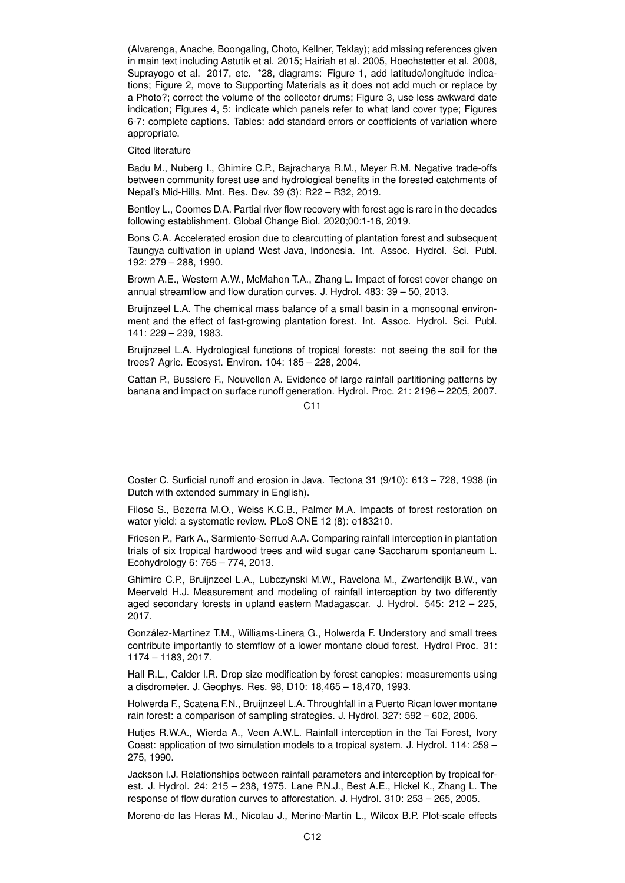(Alvarenga, Anache, Boongaling, Choto, Kellner, Teklay); add missing references given in main text including Astutik et al. 2015; Hairiah et al. 2005, Hoechstetter et al. 2008, Suprayogo et al. 2017, etc. *28, diagrams: Figure 1, add latitude/longitude indications; Figure 2, move to Supporting Materials as it does not add much or replace by a Photo?; correct the volume of the collector drums; Figure 3, use less awkward date indication; Figures 4, 5: indicate which panels refer to what land cover type; Figures 6-7: complete captions. Tables: add standard errors or coefficients of variation where appropriate.

Cited literature

Badu M., Nuberg I., Ghimire C.P., Bajracharya R.M., Meyer R.M. Negative trade-offs between community forest use and hydrological benefits in the forested catchments of Nepal's Mid-Hills. Mnt. Res. Dev. 39 (3): R22 – R32, 2019.

Bentley L., Coomes D.A. Partial river flow recovery with forest age is rare in the decades following establishment. Global Change Biol. 2020;00:1-16, 2019.

Bons C.A. Accelerated erosion due to clearcutting of plantation forest and subsequent Taungya cultivation in upland West Java, Indonesia. Int. Assoc. Hydrol. Sci. Publ. 192: 279 – 288, 1990.

Brown A.E., Western A.W., McMahon T.A., Zhang L. Impact of forest cover change on annual streamflow and flow duration curves. J. Hydrol. 483: 39 – 50, 2013.

Bruijnzeel L.A. The chemical mass balance of a small basin in a monsoonal environment and the effect of fast-growing plantation forest. Int. Assoc. Hydrol. Sci. Publ. 141: 229 – 239, 1983.

Bruijnzeel L.A. Hydrological functions of tropical forests: not seeing the soil for the trees? Agric. Ecosyst. Environ. 104: 185 – 228, 2004.

Cattan P., Bussiere F., Nouvellon A. Evidence of large rainfall partitioning patterns by banana and impact on surface runoff generation. Hydrol. Proc. 21: 2196 – 2205, 2007.

Coster C. Surficial runoff and erosion in Java. Tectona 31 (9/10): 613 – 728, 1938 (in Dutch with extended summary in English).

Filoso S., Bezerra M.O., Weiss K.C.B., Palmer M.A. Impacts of forest restoration on water yield: a systematic review. PLoS ONE 12 (8): e183210.

Friesen P., Park A., Sarmiento-Serrud A.A. Comparing rainfall interception in plantation trials of six tropical hardwood trees and wild sugar cane Saccharum spontaneum L. Ecohydrology 6: 765 – 774, 2013.

Ghimire C.P., Bruijnzeel L.A., Lubczynski M.W., Ravelona M., Zwartendijk B.W., van Meerveld H.J. Measurement and modeling of rainfall interception by two differently aged secondary forests in upland eastern Madagascar. J. Hydrol. 545: 212 – 225, 2017.

González-Martínez T.M., Williams-Linera G., Holwerda F. Understory and small trees contribute importantly to stemflow of a lower montane cloud forest. Hydrol Proc. 31: 1174 – 1183, 2017.

Hall R.L., Calder I.R. Drop size modification by forest canopies: measurements using a disdrometer. J. Geophys. Res. 98, D10: 18,465 – 18,470, 1993.

Holwerda F., Scatena F.N., Bruijnzeel L.A. Throughfall in a Puerto Rican lower montane rain forest: a comparison of sampling strategies. J. Hydrol. 327: 592 – 602, 2006.

Hutjes R.W.A., Wierda A., Veen A.W.L. Rainfall interception in the Tai Forest, Ivory Coast: application of two simulation models to a tropical system. J. Hydrol. 114: 259 – 275, 1990.

Jackson I.J. Relationships between rainfall parameters and interception by tropical forest. J. Hydrol. 24: 215 – 238, 1975. Lane P.N.J., Best A.E., Hickel K., Zhang L. The response of flow duration curves to afforestation. J. Hydrol. 310: 253 – 265, 2005.

Moreno-de las Heras M., Nicolau J., Merino-Martin L., Wilcox B.P. Plot-scale effects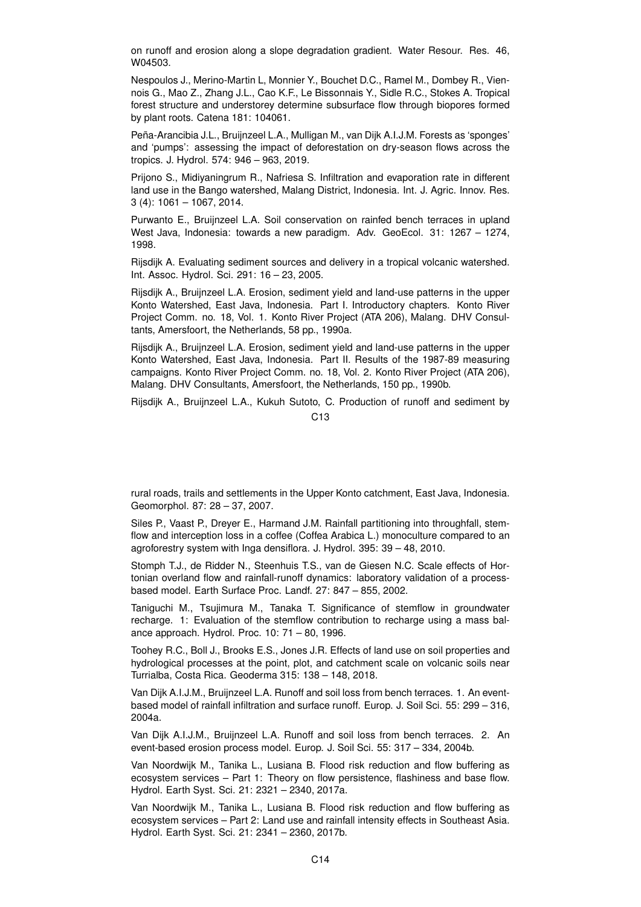on runoff and erosion along a slope degradation gradient. Water Resour. Res. 46, W04503.

Nespoulos J., Merino-Martin L, Monnier Y., Bouchet D.C., Ramel M., Dombey R., Viennois G., Mao Z., Zhang J.L., Cao K.F., Le Bissonnais Y., Sidle R.C., Stokes A. Tropical forest structure and understorey determine subsurface flow through biopores formed by plant roots. Catena 181: 104061.

Peña-Arancibia J.L., Bruijnzeel L.A., Mulligan M., van Dijk A.I.J.M. Forests as 'sponges' and 'pumps': assessing the impact of deforestation on dry-season flows across the tropics. J. Hydrol. 574: 946 – 963, 2019.

Prijono S., Midiyaningrum R., Nafriesa S. Infiltration and evaporation rate in different land use in the Bango watershed, Malang District, Indonesia. Int. J. Agric. Innov. Res. 3 (4): 1061 – 1067, 2014.

Purwanto E., Bruijnzeel L.A. Soil conservation on rainfed bench terraces in upland West Java, Indonesia: towards a new paradigm. Adv. GeoEcol. 31: 1267 – 1274, 1998.

Rijsdijk A. Evaluating sediment sources and delivery in a tropical volcanic watershed. Int. Assoc. Hydrol. Sci. 291: 16 – 23, 2005.

Rijsdijk A., Bruijnzeel L.A. Erosion, sediment yield and land-use patterns in the upper Konto Watershed, East Java, Indonesia. Part I. Introductory chapters. Konto River Project Comm. no. 18, Vol. 1. Konto River Project (ATA 206), Malang. DHV Consultants, Amersfoort, the Netherlands, 58 pp., 1990a.

Rijsdijk A., Bruijnzeel L.A. Erosion, sediment yield and land-use patterns in the upper Konto Watershed, East Java, Indonesia. Part II. Results of the 1987-89 measuring campaigns. Konto River Project Comm. no. 18, Vol. 2. Konto River Project (ATA 206), Malang. DHV Consultants, Amersfoort, the Netherlands, 150 pp., 1990b.

Rijsdijk A., Bruijnzeel L.A., Kukuh Sutoto, C. Production of runoff and sediment by rural roads, trails and settlements in the Upper Konto catchment, East Java, Indonesia. Geomorphol. 87: 28 – 37, 2007.

Siles P., Vaast P., Dreyer E., Harmand J.M. Rainfall partitioning into throughfall, stemflow and interception loss in a coffee (Coffea Arabica L.) monoculture compared to an agroforestry system with Inga densiflora. J. Hydrol. 395: 39 – 48, 2010.

Stomph T.J., de Ridder N., Steenhuis T.S., van de Giesen N.C. Scale effects of Hortonian overland flow and rainfall-runoff dynamics: laboratory validation of a process-based model. Earth Surface Proc. Landf. 27: 847 – 855, 2002.

Taniguchi M., Tsujimura M., Tanaka T. Significance of stemflow in groundwater recharge. 1: Evaluation of the stemflow contribution to recharge using a mass balance approach. Hydrol. Proc. 10: 71 – 80, 1996.

Toohey R.C., Boll J., Brooks E.S., Jones J.R. Effects of land use on soil properties and hydrological processes at the point, plot, and catchment scale on volcanic soils near Turrialba, Costa Rica. Geoderma 315: 138 – 148, 2018.

Van Dijk A.I.J.M., Bruijnzeel L.A. Runoff and soil loss from bench terraces. 1. An event-based model of rainfall infiltration and surface runoff. Europ. J. Soil Sci. 55: 299 – 316, 2004a.

Van Dijk A.I.J.M., Bruijnzeel L.A. Runoff and soil loss from bench terraces. 2. An event-based erosion process model. Europ. J. Soil Sci. 55: 317 – 334, 2004b.

Van Noordwijk M., Tanika L., Lusiana B. Flood risk reduction and flow buffering as ecosystem services – Part 1: Theory on flow persistence, flashiness and base flow. Hydrol. Earth Syst. Sci. 21: 2321 – 2340, 2017a.

Van Noordwijk M., Tanika L., Lusiana B. Flood risk reduction and flow buffering as ecosystem services – Part 2: Land use and rainfall intensity effects in Southeast Asia. Hydrol. Earth Syst. Sci. 21: 2341 – 2360, 2017b.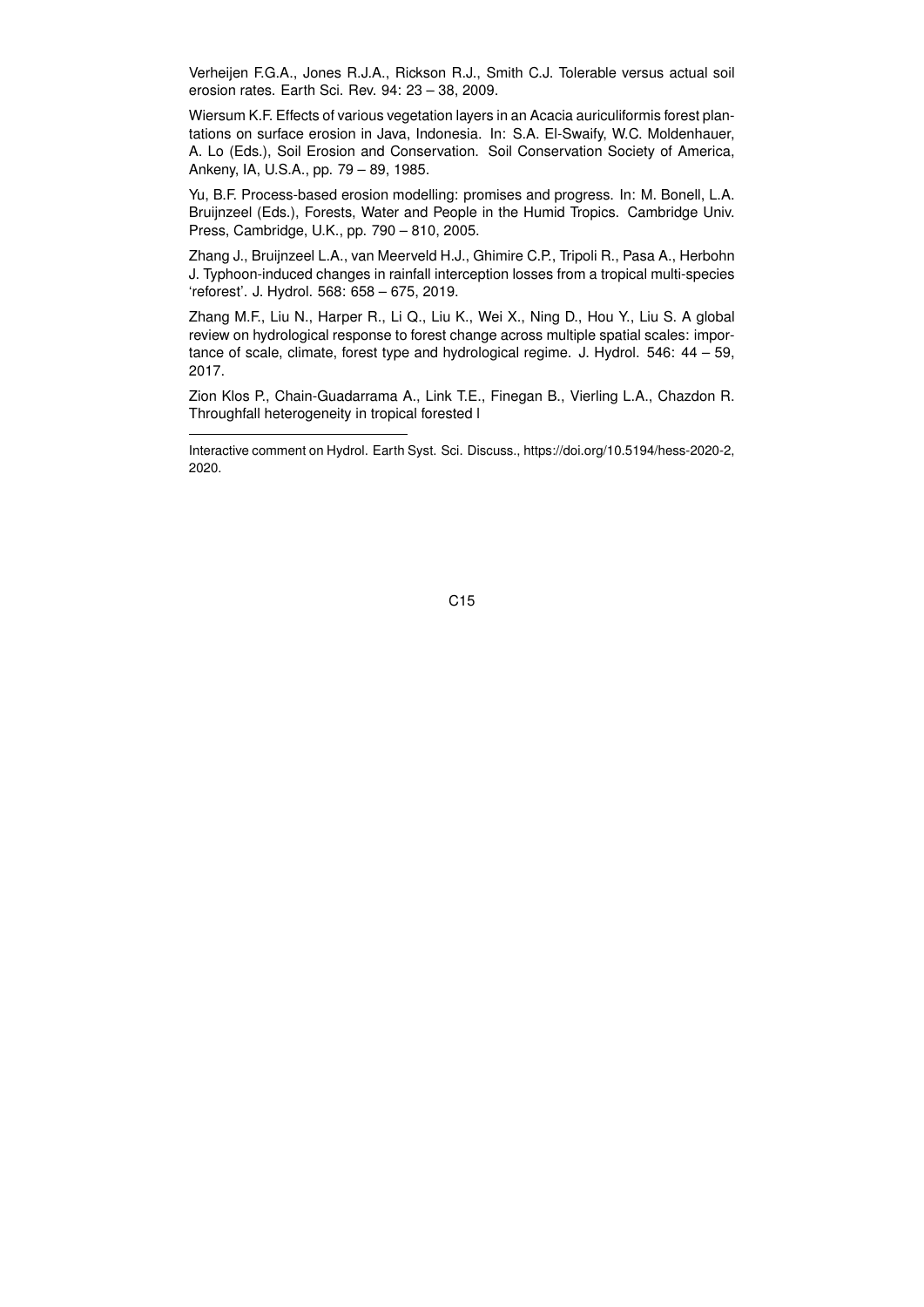Verheijen F.G.A., Jones R.J.A., Rickson R.J., Smith C.J. Tolerable versus actual soil erosion rates. Earth Sci. Rev. 94: 23 – 38, 2009.

Wiersum K.F. Effects of various vegetation layers in an Acacia auriculiformis forest plantations on surface erosion in Java, Indonesia. In: S.A. El-Swaify, W.C. Moldenhauer, A. Lo (Eds.), Soil Erosion and Conservation. Soil Conservation Society of America, Ankeny, IA, U.S.A., pp. 79 – 89, 1985.

Yu, B.F. Process-based erosion modelling: promises and progress. In: M. Bonell, L.A. Bruijnzeel (Eds.), Forests, Water and People in the Humid Tropics. Cambridge Univ. Press, Cambridge, U.K., pp. 790 – 810, 2005.

Zhang J., Bruijnzeel L.A., van Meerveld H.J., Ghimire C.P., Tripoli R., Pasa A., Herbohn J. Typhoon-induced changes in rainfall interception losses from a tropical multi-species 'reforest'. J. Hydrol. 568: 658 – 675, 2019.

Zhang M.F., Liu N., Harper R., Li Q., Liu K., Wei X., Ning D., Hou Y., Liu S. A global review on hydrological response to forest change across multiple spatial scales: importance of scale, climate, forest type and hydrological regime. J. Hydrol. 546: 44 – 59, 2017.

Zion Klos P., Chain-Guadarrama A., Link T.E., Finegan B., Vierling L.A., Chazdon R. Throughfall heterogeneity in tropical forested l

---

Interactive comment on Hydrol. Earth Syst. Sci. Discuss., https://doi.org/10.5194/hess-2020-2, 2020.